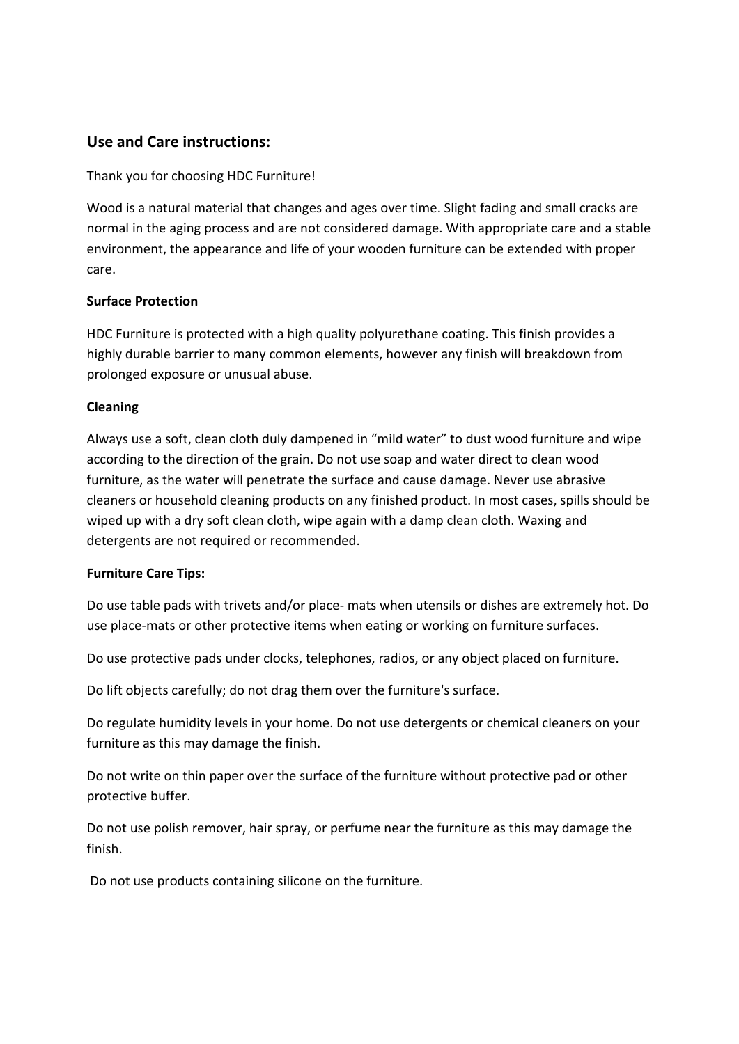## Use and Care instructions:

Thank you for choosing HDC Furniture!

Wood is a natural material that changes and ages over time. Slight fading and small cracks are normal in the aging process and are not considered damage. With appropriate care and a stable environment, the appearance and life of your wooden furniture can be extended with proper care.

**Surface Protection**

HDC Furniture is protected with a high quality polyurethane coating. This finish provides a highly durable barrier to many common elements, however any finish will breakdown from prolonged exposure or unusual abuse.

**Cleaning**

Always use a soft, clean cloth duly dampened in "mild water" to dust wood furniture and wipe according to the direction of the grain. Do not use soap and water direct to clean wood furniture, as the water will penetrate the surface and cause damage. Never use abrasive cleaners or household cleaning products on any finished product. In most cases, spills should be wiped up with a dry soft clean cloth, wipe again with a damp clean cloth. Waxing and detergents are not required or recommended.

**Furniture Care Tips:**

Do use table pads with trivets and/or place- mats when utensils or dishes are extremely hot. Do use place-mats or other protective items when eating or working on furniture surfaces.

Do use protective pads under clocks, telephones, radios, or any object placed on furniture.

Do lift objects carefully; do not drag them over the furniture's surface.

Do regulate humidity levels in your home. Do not use detergents or chemical cleaners on your furniture as this may damage the finish.

Do not write on thin paper over the surface of the furniture without protective pad or other protective buffer.

Do not use polish remover, hair spray, or perfume near the furniture as this may damage the finish.

Do not use products containing silicone on the furniture.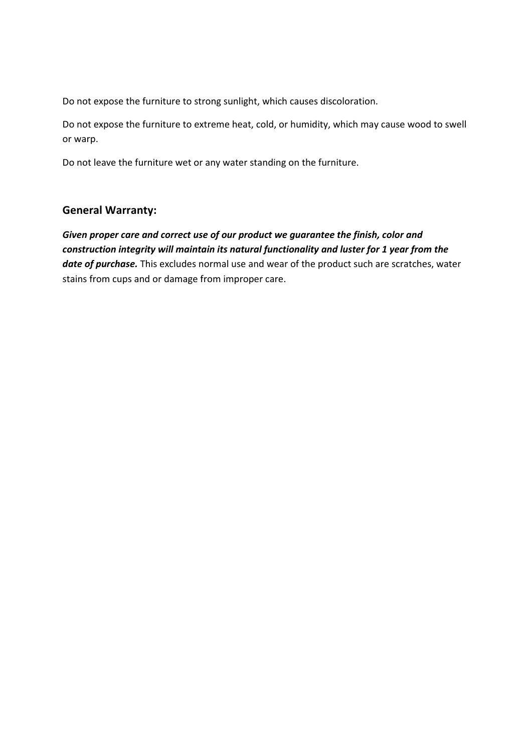Do not expose the furniture to strong sunlight, which causes discoloration.

Do not expose the furniture to extreme heat, cold, or humidity, which may cause wood to swell or warp.

Do not leave the furniture wet or any water standing on the furniture.

## General Warranty:

***Given proper care and correct use of our product we guarantee the finish, color and construction integrity will maintain its natural functionality and luster for 1 year from the date of purchase.*** This excludes normal use and wear of the product such are scratches, water stains from cups and or damage from improper care.